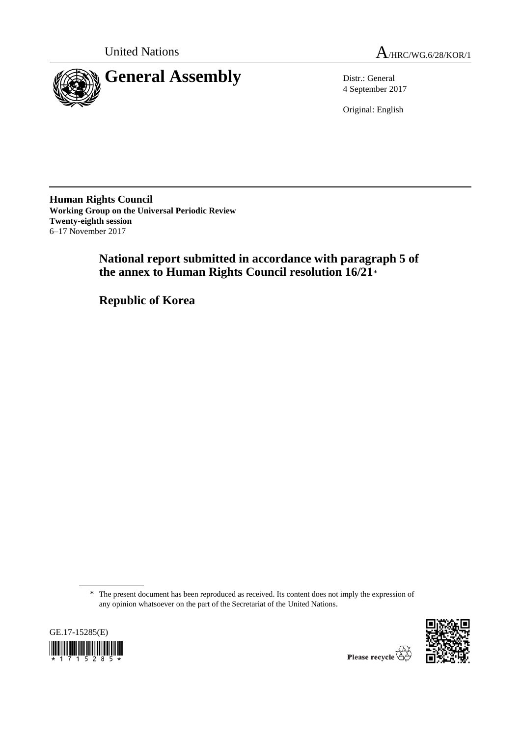United Nations

A/HRC/WG.6/28/KOR/1

# General Assembly

Distr.: General
4 September 2017

Original: English

**Human Rights Council**
**Working Group on the Universal Periodic Review**
**Twenty-eighth session**
6–17 November 2017

## National report submitted in accordance with paragraph 5 of the annex to Human Rights Council resolution 16/21*

## Republic of Korea

\* The present document has been reproduced as received. Its content does not imply the expression of any opinion whatsoever on the part of the Secretariat of the United Nations.

GE.17-15285(E)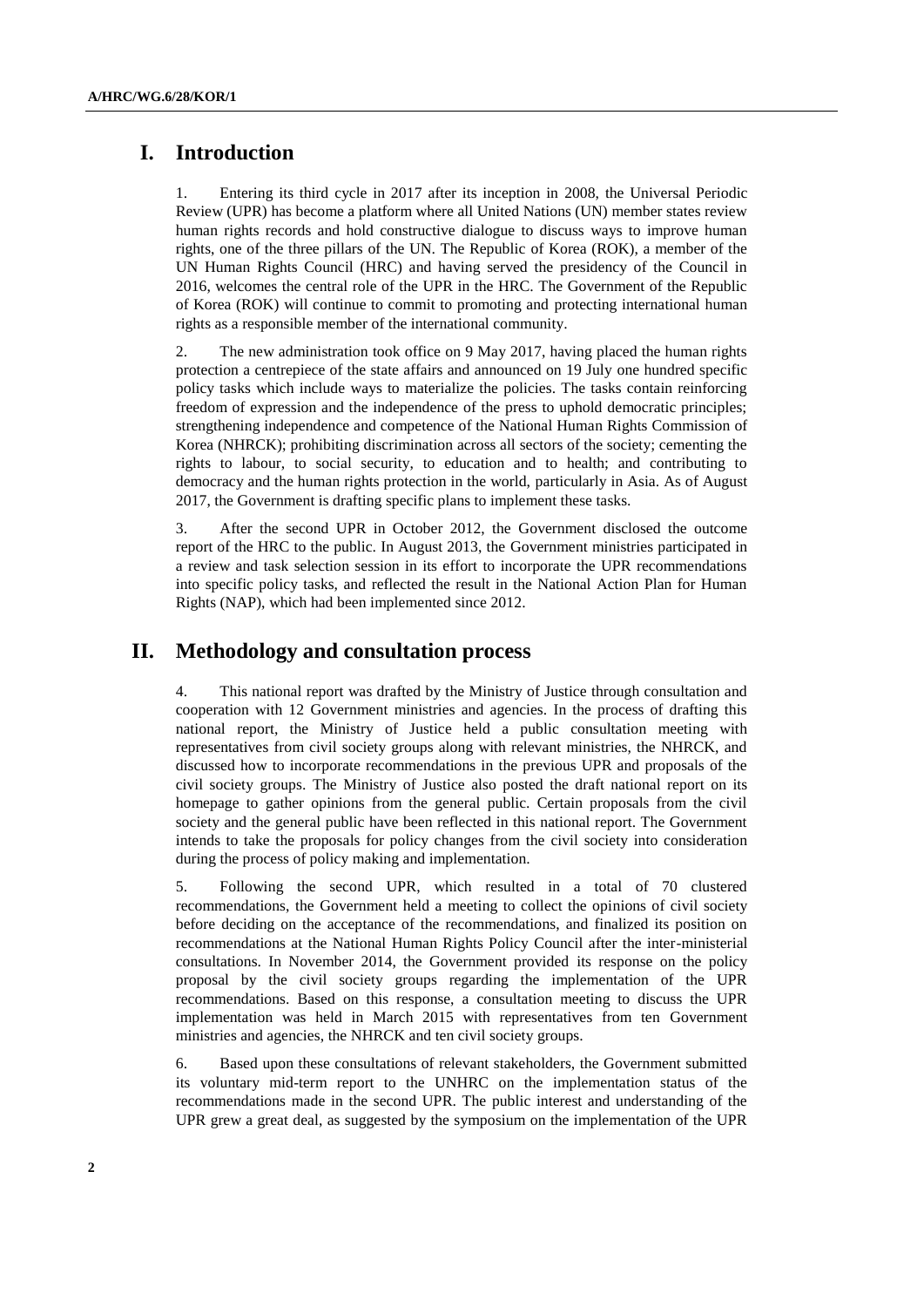# I. Introduction

1. Entering its third cycle in 2017 after its inception in 2008, the Universal Periodic Review (UPR) has become a platform where all United Nations (UN) member states review human rights records and hold constructive dialogue to discuss ways to improve human rights, one of the three pillars of the UN. The Republic of Korea (ROK), a member of the UN Human Rights Council (HRC) and having served the presidency of the Council in 2016, welcomes the central role of the UPR in the HRC. The Government of the Republic of Korea (ROK) will continue to commit to promoting and protecting international human rights as a responsible member of the international community.

2. The new administration took office on 9 May 2017, having placed the human rights protection a centrepiece of the state affairs and announced on 19 July one hundred specific policy tasks which include ways to materialize the policies. The tasks contain reinforcing freedom of expression and the independence of the press to uphold democratic principles; strengthening independence and competence of the National Human Rights Commission of Korea (NHRCK); prohibiting discrimination across all sectors of the society; cementing the rights to labour, to social security, to education and to health; and contributing to democracy and the human rights protection in the world, particularly in Asia. As of August 2017, the Government is drafting specific plans to implement these tasks.

3. After the second UPR in October 2012, the Government disclosed the outcome report of the HRC to the public. In August 2013, the Government ministries participated in a review and task selection session in its effort to incorporate the UPR recommendations into specific policy tasks, and reflected the result in the National Action Plan for Human Rights (NAP), which had been implemented since 2012.

# II. Methodology and consultation process

4. This national report was drafted by the Ministry of Justice through consultation and cooperation with 12 Government ministries and agencies. In the process of drafting this national report, the Ministry of Justice held a public consultation meeting with representatives from civil society groups along with relevant ministries, the NHRCK, and discussed how to incorporate recommendations in the previous UPR and proposals of the civil society groups. The Ministry of Justice also posted the draft national report on its homepage to gather opinions from the general public. Certain proposals from the civil society and the general public have been reflected in this national report. The Government intends to take the proposals for policy changes from the civil society into consideration during the process of policy making and implementation.

5. Following the second UPR, which resulted in a total of 70 clustered recommendations, the Government held a meeting to collect the opinions of civil society before deciding on the acceptance of the recommendations, and finalized its position on recommendations at the National Human Rights Policy Council after the inter-ministerial consultations. In November 2014, the Government provided its response on the policy proposal by the civil society groups regarding the implementation of the UPR recommendations. Based on this response, a consultation meeting to discuss the UPR implementation was held in March 2015 with representatives from ten Government ministries and agencies, the NHRCK and ten civil society groups.

6. Based upon these consultations of relevant stakeholders, the Government submitted its voluntary mid-term report to the UNHRC on the implementation status of the recommendations made in the second UPR. The public interest and understanding of the UPR grew a great deal, as suggested by the symposium on the implementation of the UPR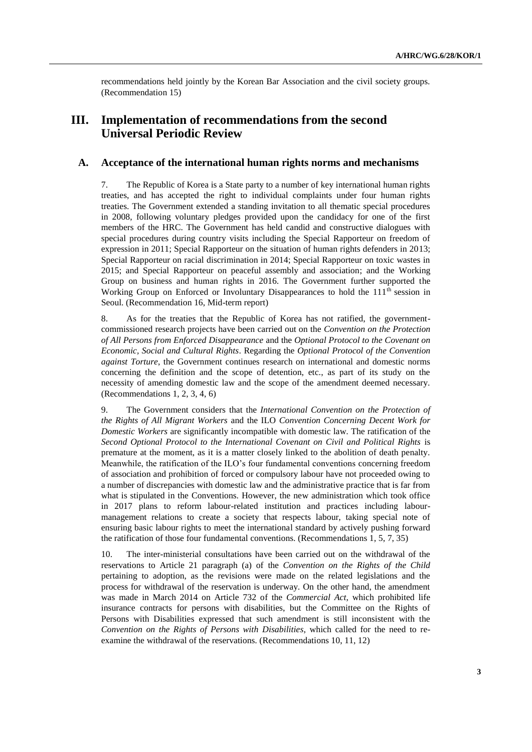recommendations held jointly by the Korean Bar Association and the civil society groups. (Recommendation 15)

# III. Implementation of recommendations from the second Universal Periodic Review

## A. Acceptance of the international human rights norms and mechanisms

7. The Republic of Korea is a State party to a number of key international human rights treaties, and has accepted the right to individual complaints under four human rights treaties. The Government extended a standing invitation to all thematic special procedures in 2008, following voluntary pledges provided upon the candidacy for one of the first members of the HRC. The Government has held candid and constructive dialogues with special procedures during country visits including the Special Rapporteur on freedom of expression in 2011; Special Rapporteur on the situation of human rights defenders in 2013; Special Rapporteur on racial discrimination in 2014; Special Rapporteur on toxic wastes in 2015; and Special Rapporteur on peaceful assembly and association; and the Working Group on business and human rights in 2016. The Government further supported the Working Group on Enforced or Involuntary Disappearances to hold the 111th session in Seoul. (Recommendation 16, Mid-term report)

8. As for the treaties that the Republic of Korea has not ratified, the government-commissioned research projects have been carried out on the *Convention on the Protection of All Persons from Enforced Disappearance* and the *Optional Protocol to the Covenant on Economic, Social and Cultural Rights*. Regarding the *Optional Protocol of the Convention against Torture*, the Government continues research on international and domestic norms concerning the definition and the scope of detention, etc., as part of its study on the necessity of amending domestic law and the scope of the amendment deemed necessary. (Recommendations 1, 2, 3, 4, 6)

9. The Government considers that the *International Convention on the Protection of the Rights of All Migrant Workers* and the ILO *Convention Concerning Decent Work for Domestic Workers* are significantly incompatible with domestic law. The ratification of the *Second Optional Protocol to the International Covenant on Civil and Political Rights* is premature at the moment, as it is a matter closely linked to the abolition of death penalty. Meanwhile, the ratification of the ILO's four fundamental conventions concerning freedom of association and prohibition of forced or compulsory labour have not proceeded owing to a number of discrepancies with domestic law and the administrative practice that is far from what is stipulated in the Conventions. However, the new administration which took office in 2017 plans to reform labour-related institution and practices including labour-management relations to create a society that respects labour, taking special note of ensuring basic labour rights to meet the international standard by actively pushing forward the ratification of those four fundamental conventions. (Recommendations 1, 5, 7, 35)

10. The inter-ministerial consultations have been carried out on the withdrawal of the reservations to Article 21 paragraph (a) of the *Convention on the Rights of the Child* pertaining to adoption, as the revisions were made on the related legislations and the process for withdrawal of the reservation is underway. On the other hand, the amendment was made in March 2014 on Article 732 of the *Commercial Act*, which prohibited life insurance contracts for persons with disabilities, but the Committee on the Rights of Persons with Disabilities expressed that such amendment is still inconsistent with the *Convention on the Rights of Persons with Disabilities*, which called for the need to re-examine the withdrawal of the reservations. (Recommendations 10, 11, 12)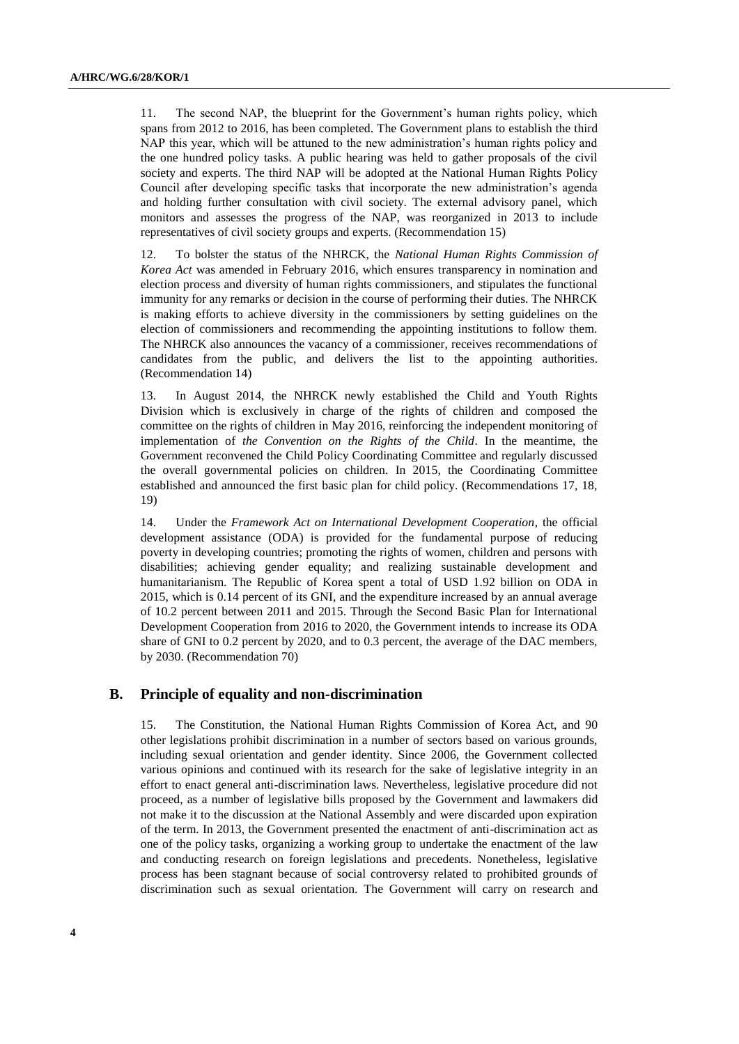11. The second NAP, the blueprint for the Government's human rights policy, which spans from 2012 to 2016, has been completed. The Government plans to establish the third NAP this year, which will be attuned to the new administration's human rights policy and the one hundred policy tasks. A public hearing was held to gather proposals of the civil society and experts. The third NAP will be adopted at the National Human Rights Policy Council after developing specific tasks that incorporate the new administration's agenda and holding further consultation with civil society. The external advisory panel, which monitors and assesses the progress of the NAP, was reorganized in 2013 to include representatives of civil society groups and experts. (Recommendation 15)

12. To bolster the status of the NHRCK, the *National Human Rights Commission of Korea Act* was amended in February 2016, which ensures transparency in nomination and election process and diversity of human rights commissioners, and stipulates the functional immunity for any remarks or decision in the course of performing their duties. The NHRCK is making efforts to achieve diversity in the commissioners by setting guidelines on the election of commissioners and recommending the appointing institutions to follow them. The NHRCK also announces the vacancy of a commissioner, receives recommendations of candidates from the public, and delivers the list to the appointing authorities. (Recommendation 14)

13. In August 2014, the NHRCK newly established the Child and Youth Rights Division which is exclusively in charge of the rights of children and composed the committee on the rights of children in May 2016, reinforcing the independent monitoring of implementation of *the Convention on the Rights of the Child*. In the meantime, the Government reconvened the Child Policy Coordinating Committee and regularly discussed the overall governmental policies on children. In 2015, the Coordinating Committee established and announced the first basic plan for child policy. (Recommendations 17, 18, 19)

14. Under the *Framework Act on International Development Cooperation*, the official development assistance (ODA) is provided for the fundamental purpose of reducing poverty in developing countries; promoting the rights of women, children and persons with disabilities; achieving gender equality; and realizing sustainable development and humanitarianism. The Republic of Korea spent a total of USD 1.92 billion on ODA in 2015, which is 0.14 percent of its GNI, and the expenditure increased by an annual average of 10.2 percent between 2011 and 2015. Through the Second Basic Plan for International Development Cooperation from 2016 to 2020, the Government intends to increase its ODA share of GNI to 0.2 percent by 2020, and to 0.3 percent, the average of the DAC members, by 2030. (Recommendation 70)

## B. Principle of equality and non-discrimination

15. The Constitution, the National Human Rights Commission of Korea Act, and 90 other legislations prohibit discrimination in a number of sectors based on various grounds, including sexual orientation and gender identity. Since 2006, the Government collected various opinions and continued with its research for the sake of legislative integrity in an effort to enact general anti-discrimination laws. Nevertheless, legislative procedure did not proceed, as a number of legislative bills proposed by the Government and lawmakers did not make it to the discussion at the National Assembly and were discarded upon expiration of the term. In 2013, the Government presented the enactment of anti-discrimination act as one of the policy tasks, organizing a working group to undertake the enactment of the law and conducting research on foreign legislations and precedents. Nonetheless, legislative process has been stagnant because of social controversy related to prohibited grounds of discrimination such as sexual orientation. The Government will carry on research and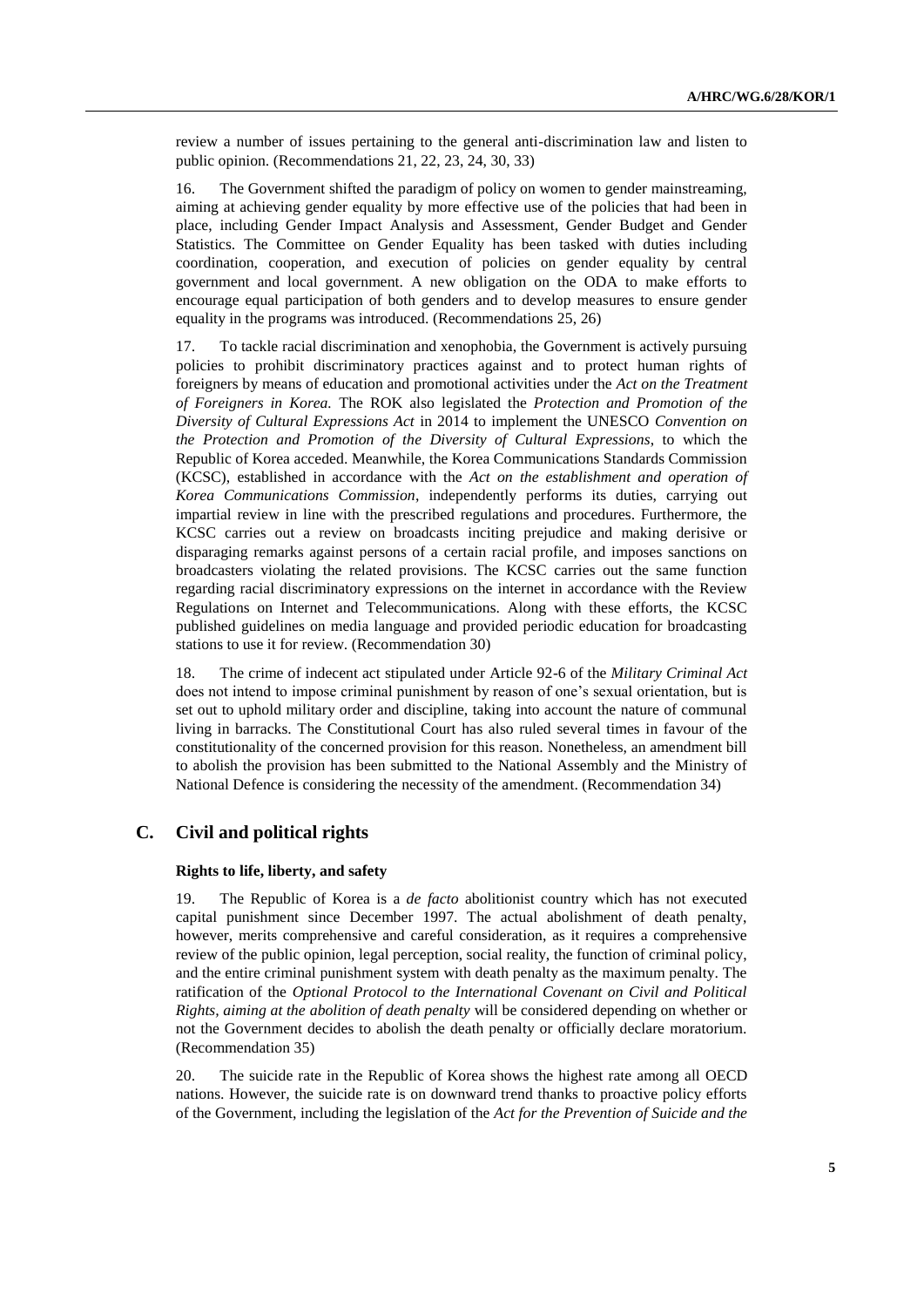review a number of issues pertaining to the general anti-discrimination law and listen to public opinion. (Recommendations 21, 22, 23, 24, 30, 33)

16. The Government shifted the paradigm of policy on women to gender mainstreaming, aiming at achieving gender equality by more effective use of the policies that had been in place, including Gender Impact Analysis and Assessment, Gender Budget and Gender Statistics. The Committee on Gender Equality has been tasked with duties including coordination, cooperation, and execution of policies on gender equality by central government and local government. A new obligation on the ODA to make efforts to encourage equal participation of both genders and to develop measures to ensure gender equality in the programs was introduced. (Recommendations 25, 26)

17. To tackle racial discrimination and xenophobia, the Government is actively pursuing policies to prohibit discriminatory practices against and to protect human rights of foreigners by means of education and promotional activities under the *Act on the Treatment of Foreigners in Korea.* The ROK also legislated the *Protection and Promotion of the Diversity of Cultural Expressions Act* in 2014 to implement the UNESCO *Convention on the Protection and Promotion of the Diversity of Cultural Expressions*, to which the Republic of Korea acceded. Meanwhile, the Korea Communications Standards Commission (KCSC), established in accordance with the *Act on the establishment and operation of Korea Communications Commission*, independently performs its duties, carrying out impartial review in line with the prescribed regulations and procedures. Furthermore, the KCSC carries out a review on broadcasts inciting prejudice and making derisive or disparaging remarks against persons of a certain racial profile, and imposes sanctions on broadcasters violating the related provisions. The KCSC carries out the same function regarding racial discriminatory expressions on the internet in accordance with the Review Regulations on Internet and Telecommunications. Along with these efforts, the KCSC published guidelines on media language and provided periodic education for broadcasting stations to use it for review. (Recommendation 30)

18. The crime of indecent act stipulated under Article 92-6 of the *Military Criminal Act* does not intend to impose criminal punishment by reason of one's sexual orientation, but is set out to uphold military order and discipline, taking into account the nature of communal living in barracks. The Constitutional Court has also ruled several times in favour of the constitutionality of the concerned provision for this reason. Nonetheless, an amendment bill to abolish the provision has been submitted to the National Assembly and the Ministry of National Defence is considering the necessity of the amendment. (Recommendation 34)

## C. Civil and political rights

### Rights to life, liberty, and safety

19. The Republic of Korea is a *de facto* abolitionist country which has not executed capital punishment since December 1997. The actual abolishment of death penalty, however, merits comprehensive and careful consideration, as it requires a comprehensive review of the public opinion, legal perception, social reality, the function of criminal policy, and the entire criminal punishment system with death penalty as the maximum penalty. The ratification of the *Optional Protocol to the International Covenant on Civil and Political Rights, aiming at the abolition of death penalty* will be considered depending on whether or not the Government decides to abolish the death penalty or officially declare moratorium. (Recommendation 35)

20. The suicide rate in the Republic of Korea shows the highest rate among all OECD nations. However, the suicide rate is on downward trend thanks to proactive policy efforts of the Government, including the legislation of the *Act for the Prevention of Suicide and the*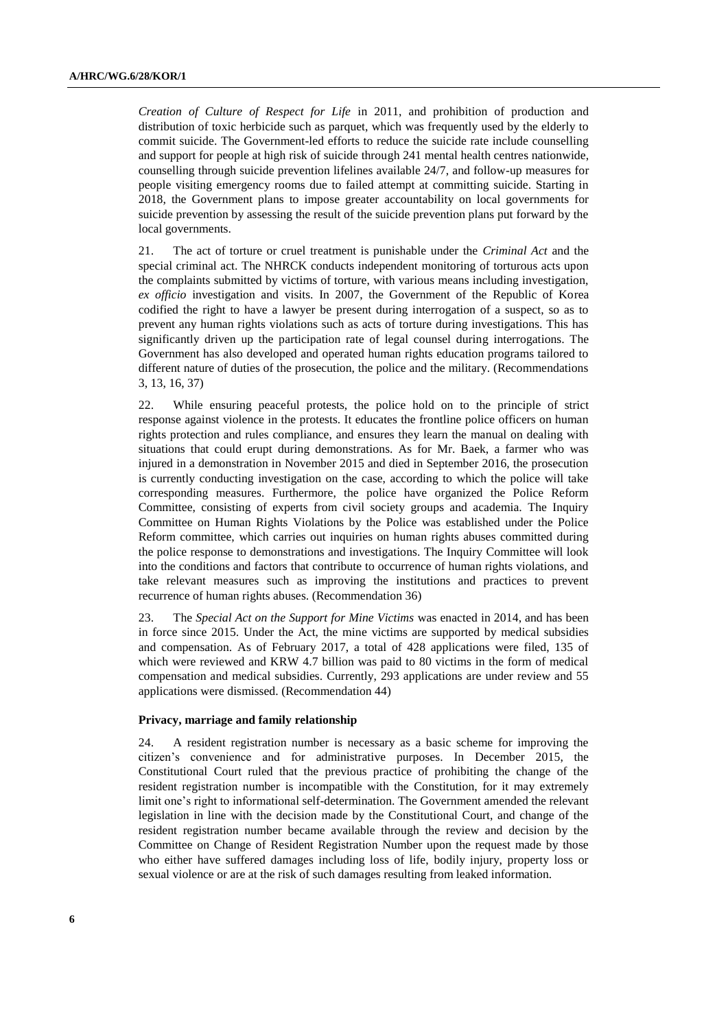*Creation of Culture of Respect for Life* in 2011, and prohibition of production and distribution of toxic herbicide such as parquet, which was frequently used by the elderly to commit suicide. The Government-led efforts to reduce the suicide rate include counselling and support for people at high risk of suicide through 241 mental health centres nationwide, counselling through suicide prevention lifelines available 24/7, and follow-up measures for people visiting emergency rooms due to failed attempt at committing suicide. Starting in 2018, the Government plans to impose greater accountability on local governments for suicide prevention by assessing the result of the suicide prevention plans put forward by the local governments.

21. The act of torture or cruel treatment is punishable under the *Criminal Act* and the special criminal act. The NHRCK conducts independent monitoring of torturous acts upon the complaints submitted by victims of torture, with various means including investigation, *ex officio* investigation and visits. In 2007, the Government of the Republic of Korea codified the right to have a lawyer be present during interrogation of a suspect, so as to prevent any human rights violations such as acts of torture during investigations. This has significantly driven up the participation rate of legal counsel during interrogations. The Government has also developed and operated human rights education programs tailored to different nature of duties of the prosecution, the police and the military. (Recommendations 3, 13, 16, 37)

22. While ensuring peaceful protests, the police hold on to the principle of strict response against violence in the protests. It educates the frontline police officers on human rights protection and rules compliance, and ensures they learn the manual on dealing with situations that could erupt during demonstrations. As for Mr. Baek, a farmer who was injured in a demonstration in November 2015 and died in September 2016, the prosecution is currently conducting investigation on the case, according to which the police will take corresponding measures. Furthermore, the police have organized the Police Reform Committee, consisting of experts from civil society groups and academia. The Inquiry Committee on Human Rights Violations by the Police was established under the Police Reform committee, which carries out inquiries on human rights abuses committed during the police response to demonstrations and investigations. The Inquiry Committee will look into the conditions and factors that contribute to occurrence of human rights violations, and take relevant measures such as improving the institutions and practices to prevent recurrence of human rights abuses. (Recommendation 36)

23. The *Special Act on the Support for Mine Victims* was enacted in 2014, and has been in force since 2015. Under the Act, the mine victims are supported by medical subsidies and compensation. As of February 2017, a total of 428 applications were filed, 135 of which were reviewed and KRW 4.7 billion was paid to 80 victims in the form of medical compensation and medical subsidies. Currently, 293 applications are under review and 55 applications were dismissed. (Recommendation 44)

**Privacy, marriage and family relationship**

24. A resident registration number is necessary as a basic scheme for improving the citizen's convenience and for administrative purposes. In December 2015, the Constitutional Court ruled that the previous practice of prohibiting the change of the resident registration number is incompatible with the Constitution, for it may extremely limit one's right to informational self-determination. The Government amended the relevant legislation in line with the decision made by the Constitutional Court, and change of the resident registration number became available through the review and decision by the Committee on Change of Resident Registration Number upon the request made by those who either have suffered damages including loss of life, bodily injury, property loss or sexual violence or are at the risk of such damages resulting from leaked information.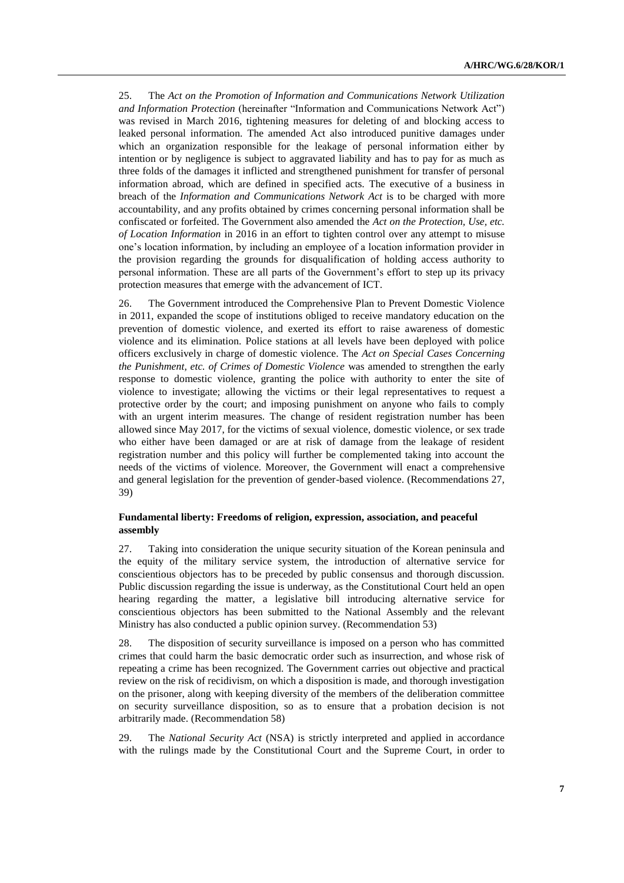25. The *Act on the Promotion of Information and Communications Network Utilization and Information Protection* (hereinafter "Information and Communications Network Act") was revised in March 2016, tightening measures for deleting of and blocking access to leaked personal information. The amended Act also introduced punitive damages under which an organization responsible for the leakage of personal information either by intention or by negligence is subject to aggravated liability and has to pay for as much as three folds of the damages it inflicted and strengthened punishment for transfer of personal information abroad, which are defined in specified acts. The executive of a business in breach of the *Information and Communications Network Act* is to be charged with more accountability, and any profits obtained by crimes concerning personal information shall be confiscated or forfeited. The Government also amended the *Act on the Protection, Use, etc. of Location Information* in 2016 in an effort to tighten control over any attempt to misuse one's location information, by including an employee of a location information provider in the provision regarding the grounds for disqualification of holding access authority to personal information. These are all parts of the Government's effort to step up its privacy protection measures that emerge with the advancement of ICT.

26. The Government introduced the Comprehensive Plan to Prevent Domestic Violence in 2011, expanded the scope of institutions obliged to receive mandatory education on the prevention of domestic violence, and exerted its effort to raise awareness of domestic violence and its elimination. Police stations at all levels have been deployed with police officers exclusively in charge of domestic violence. The *Act on Special Cases Concerning the Punishment, etc. of Crimes of Domestic Violence* was amended to strengthen the early response to domestic violence, granting the police with authority to enter the site of violence to investigate; allowing the victims or their legal representatives to request a protective order by the court; and imposing punishment on anyone who fails to comply with an urgent interim measures. The change of resident registration number has been allowed since May 2017, for the victims of sexual violence, domestic violence, or sex trade who either have been damaged or are at risk of damage from the leakage of resident registration number and this policy will further be complemented taking into account the needs of the victims of violence. Moreover, the Government will enact a comprehensive and general legislation for the prevention of gender-based violence. (Recommendations 27, 39)

### Fundamental liberty: Freedoms of religion, expression, association, and peaceful assembly

27. Taking into consideration the unique security situation of the Korean peninsula and the equity of the military service system, the introduction of alternative service for conscientious objectors has to be preceded by public consensus and thorough discussion. Public discussion regarding the issue is underway, as the Constitutional Court held an open hearing regarding the matter, a legislative bill introducing alternative service for conscientious objectors has been submitted to the National Assembly and the relevant Ministry has also conducted a public opinion survey. (Recommendation 53)

28. The disposition of security surveillance is imposed on a person who has committed crimes that could harm the basic democratic order such as insurrection, and whose risk of repeating a crime has been recognized. The Government carries out objective and practical review on the risk of recidivism, on which a disposition is made, and thorough investigation on the prisoner, along with keeping diversity of the members of the deliberation committee on security surveillance disposition, so as to ensure that a probation decision is not arbitrarily made. (Recommendation 58)

29. The *National Security Act* (NSA) is strictly interpreted and applied in accordance with the rulings made by the Constitutional Court and the Supreme Court, in order to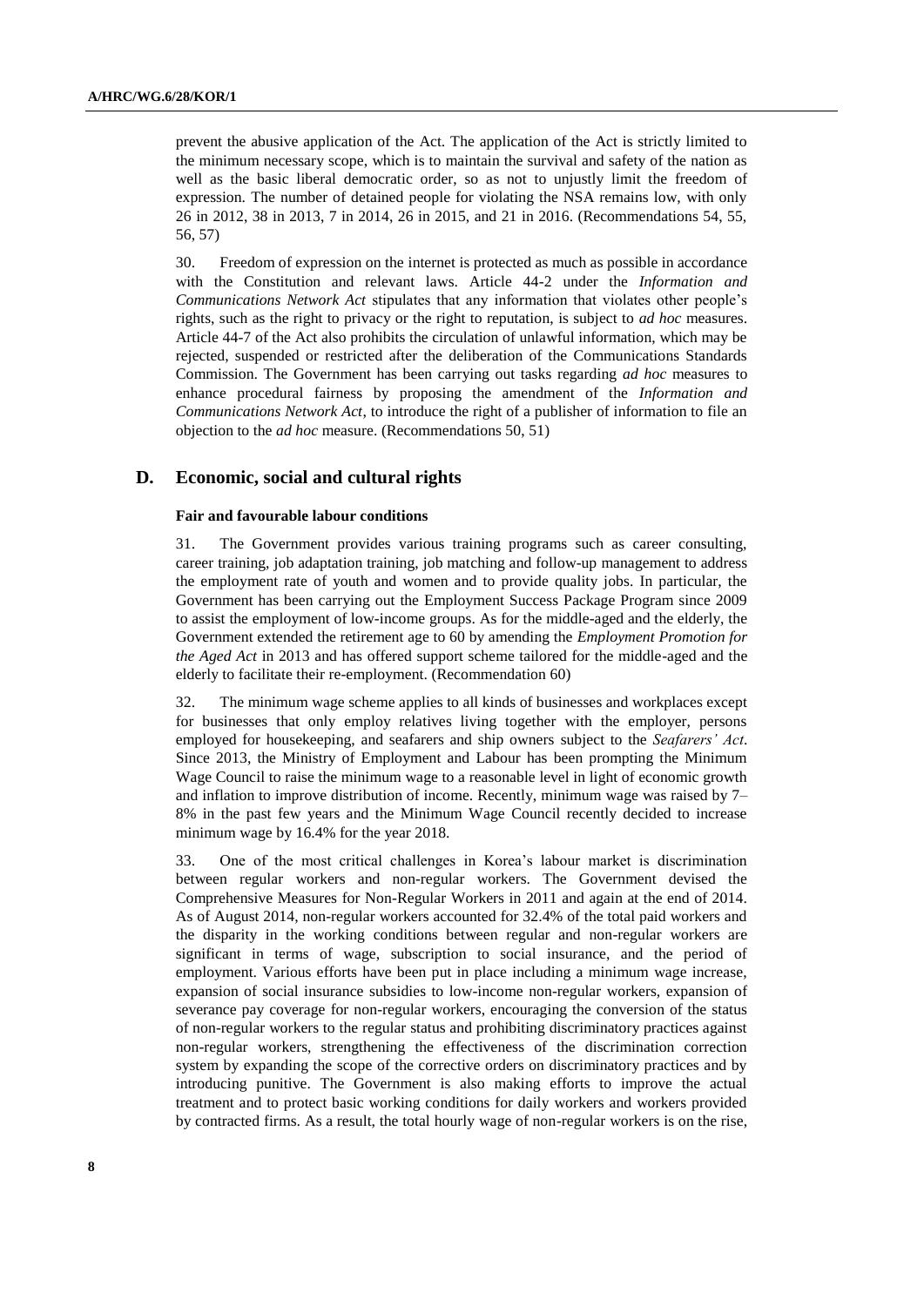prevent the abusive application of the Act. The application of the Act is strictly limited to the minimum necessary scope, which is to maintain the survival and safety of the nation as well as the basic liberal democratic order, so as not to unjustly limit the freedom of expression. The number of detained people for violating the NSA remains low, with only 26 in 2012, 38 in 2013, 7 in 2014, 26 in 2015, and 21 in 2016. (Recommendations 54, 55, 56, 57)

30. Freedom of expression on the internet is protected as much as possible in accordance with the Constitution and relevant laws. Article 44-2 under the *Information and Communications Network Act* stipulates that any information that violates other people's rights, such as the right to privacy or the right to reputation, is subject to *ad hoc* measures. Article 44-7 of the Act also prohibits the circulation of unlawful information, which may be rejected, suspended or restricted after the deliberation of the Communications Standards Commission. The Government has been carrying out tasks regarding *ad hoc* measures to enhance procedural fairness by proposing the amendment of the *Information and Communications Network Act*, to introduce the right of a publisher of information to file an objection to the *ad hoc* measure. (Recommendations 50, 51)

## D. Economic, social and cultural rights

### Fair and favourable labour conditions

31. The Government provides various training programs such as career consulting, career training, job adaptation training, job matching and follow-up management to address the employment rate of youth and women and to provide quality jobs. In particular, the Government has been carrying out the Employment Success Package Program since 2009 to assist the employment of low-income groups. As for the middle-aged and the elderly, the Government extended the retirement age to 60 by amending the *Employment Promotion for the Aged Act* in 2013 and has offered support scheme tailored for the middle-aged and the elderly to facilitate their re-employment. (Recommendation 60)

32. The minimum wage scheme applies to all kinds of businesses and workplaces except for businesses that only employ relatives living together with the employer, persons employed for housekeeping, and seafarers and ship owners subject to the *Seafarers' Act*. Since 2013, the Ministry of Employment and Labour has been prompting the Minimum Wage Council to raise the minimum wage to a reasonable level in light of economic growth and inflation to improve distribution of income. Recently, minimum wage was raised by 7–8% in the past few years and the Minimum Wage Council recently decided to increase minimum wage by 16.4% for the year 2018.

33. One of the most critical challenges in Korea's labour market is discrimination between regular workers and non-regular workers. The Government devised the Comprehensive Measures for Non-Regular Workers in 2011 and again at the end of 2014. As of August 2014, non-regular workers accounted for 32.4% of the total paid workers and the disparity in the working conditions between regular and non-regular workers are significant in terms of wage, subscription to social insurance, and the period of employment. Various efforts have been put in place including a minimum wage increase, expansion of social insurance subsidies to low-income non-regular workers, expansion of severance pay coverage for non-regular workers, encouraging the conversion of the status of non-regular workers to the regular status and prohibiting discriminatory practices against non-regular workers, strengthening the effectiveness of the discrimination correction system by expanding the scope of the corrective orders on discriminatory practices and by introducing punitive. The Government is also making efforts to improve the actual treatment and to protect basic working conditions for daily workers and workers provided by contracted firms. As a result, the total hourly wage of non-regular workers is on the rise,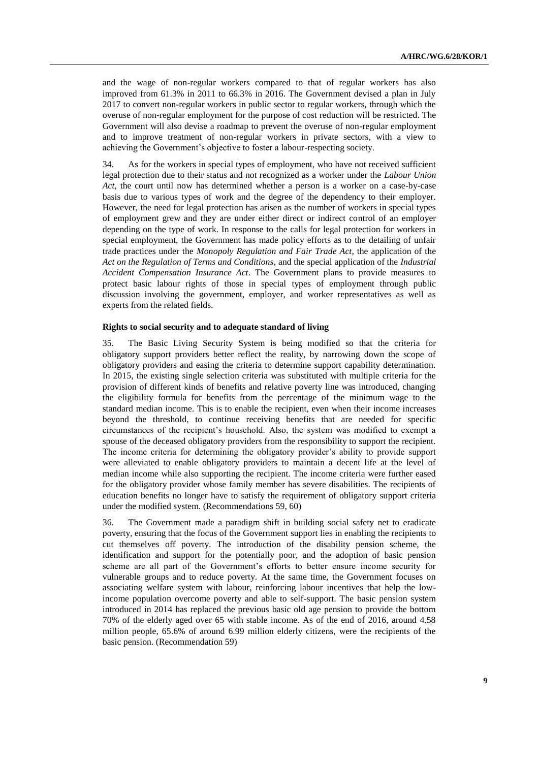and the wage of non-regular workers compared to that of regular workers has also improved from 61.3% in 2011 to 66.3% in 2016. The Government devised a plan in July 2017 to convert non-regular workers in public sector to regular workers, through which the overuse of non-regular employment for the purpose of cost reduction will be restricted. The Government will also devise a roadmap to prevent the overuse of non-regular employment and to improve treatment of non-regular workers in private sectors, with a view to achieving the Government's objective to foster a labour-respecting society.

34. As for the workers in special types of employment, who have not received sufficient legal protection due to their status and not recognized as a worker under the *Labour Union Act*, the court until now has determined whether a person is a worker on a case-by-case basis due to various types of work and the degree of the dependency to their employer. However, the need for legal protection has arisen as the number of workers in special types of employment grew and they are under either direct or indirect control of an employer depending on the type of work. In response to the calls for legal protection for workers in special employment, the Government has made policy efforts as to the detailing of unfair trade practices under the *Monopoly Regulation and Fair Trade Act*, the application of the *Act on the Regulation of Terms and Conditions*, and the special application of the *Industrial Accident Compensation Insurance Act*. The Government plans to provide measures to protect basic labour rights of those in special types of employment through public discussion involving the government, employer, and worker representatives as well as experts from the related fields.

### Rights to social security and to adequate standard of living

35. The Basic Living Security System is being modified so that the criteria for obligatory support providers better reflect the reality, by narrowing down the scope of obligatory providers and easing the criteria to determine support capability determination. In 2015, the existing single selection criteria was substituted with multiple criteria for the provision of different kinds of benefits and relative poverty line was introduced, changing the eligibility formula for benefits from the percentage of the minimum wage to the standard median income. This is to enable the recipient, even when their income increases beyond the threshold, to continue receiving benefits that are needed for specific circumstances of the recipient's household. Also, the system was modified to exempt a spouse of the deceased obligatory providers from the responsibility to support the recipient. The income criteria for determining the obligatory provider's ability to provide support were alleviated to enable obligatory providers to maintain a decent life at the level of median income while also supporting the recipient. The income criteria were further eased for the obligatory provider whose family member has severe disabilities. The recipients of education benefits no longer have to satisfy the requirement of obligatory support criteria under the modified system. (Recommendations 59, 60)

36. The Government made a paradigm shift in building social safety net to eradicate poverty, ensuring that the focus of the Government support lies in enabling the recipients to cut themselves off poverty. The introduction of the disability pension scheme, the identification and support for the potentially poor, and the adoption of basic pension scheme are all part of the Government's efforts to better ensure income security for vulnerable groups and to reduce poverty. At the same time, the Government focuses on associating welfare system with labour, reinforcing labour incentives that help the low-income population overcome poverty and able to self-support. The basic pension system introduced in 2014 has replaced the previous basic old age pension to provide the bottom 70% of the elderly aged over 65 with stable income. As of the end of 2016, around 4.58 million people, 65.6% of around 6.99 million elderly citizens, were the recipients of the basic pension. (Recommendation 59)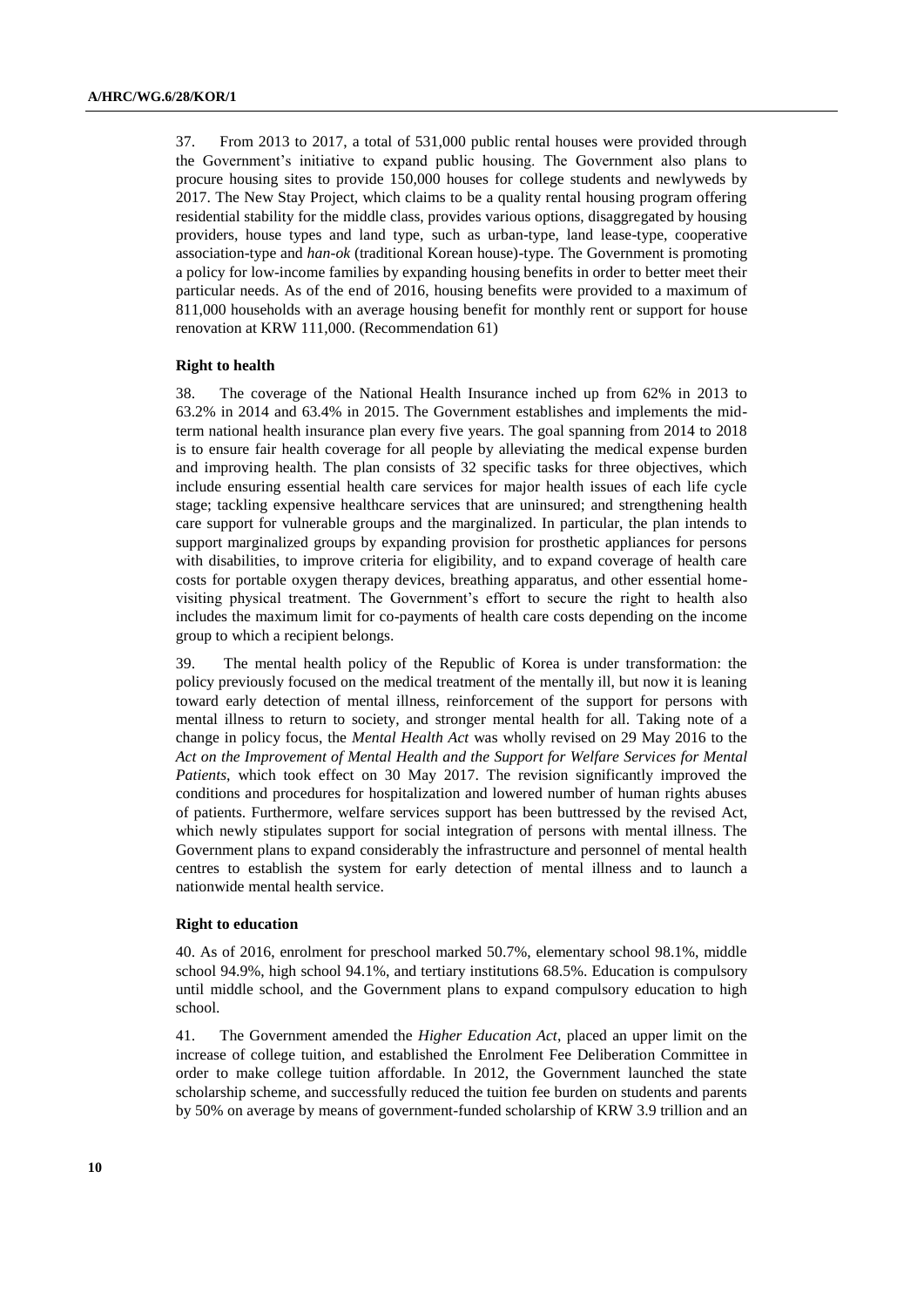37. From 2013 to 2017, a total of 531,000 public rental houses were provided through the Government's initiative to expand public housing. The Government also plans to procure housing sites to provide 150,000 houses for college students and newlyweds by 2017. The New Stay Project, which claims to be a quality rental housing program offering residential stability for the middle class, provides various options, disaggregated by housing providers, house types and land type, such as urban-type, land lease-type, cooperative association-type and *han-ok* (traditional Korean house)-type. The Government is promoting a policy for low-income families by expanding housing benefits in order to better meet their particular needs. As of the end of 2016, housing benefits were provided to a maximum of 811,000 households with an average housing benefit for monthly rent or support for house renovation at KRW 111,000. (Recommendation 61)

### Right to health

38. The coverage of the National Health Insurance inched up from 62% in 2013 to 63.2% in 2014 and 63.4% in 2015. The Government establishes and implements the mid-term national health insurance plan every five years. The goal spanning from 2014 to 2018 is to ensure fair health coverage for all people by alleviating the medical expense burden and improving health. The plan consists of 32 specific tasks for three objectives, which include ensuring essential health care services for major health issues of each life cycle stage; tackling expensive healthcare services that are uninsured; and strengthening health care support for vulnerable groups and the marginalized. In particular, the plan intends to support marginalized groups by expanding provision for prosthetic appliances for persons with disabilities, to improve criteria for eligibility, and to expand coverage of health care costs for portable oxygen therapy devices, breathing apparatus, and other essential home-visiting physical treatment. The Government's effort to secure the right to health also includes the maximum limit for co-payments of health care costs depending on the income group to which a recipient belongs.

39. The mental health policy of the Republic of Korea is under transformation: the policy previously focused on the medical treatment of the mentally ill, but now it is leaning toward early detection of mental illness, reinforcement of the support for persons with mental illness to return to society, and stronger mental health for all. Taking note of a change in policy focus, the *Mental Health Act* was wholly revised on 29 May 2016 to the *Act on the Improvement of Mental Health and the Support for Welfare Services for Mental Patients*, which took effect on 30 May 2017. The revision significantly improved the conditions and procedures for hospitalization and lowered number of human rights abuses of patients. Furthermore, welfare services support has been buttressed by the revised Act, which newly stipulates support for social integration of persons with mental illness. The Government plans to expand considerably the infrastructure and personnel of mental health centres to establish the system for early detection of mental illness and to launch a nationwide mental health service.

### Right to education

40. As of 2016, enrolment for preschool marked 50.7%, elementary school 98.1%, middle school 94.9%, high school 94.1%, and tertiary institutions 68.5%. Education is compulsory until middle school, and the Government plans to expand compulsory education to high school.

41. The Government amended the *Higher Education Act*, placed an upper limit on the increase of college tuition, and established the Enrolment Fee Deliberation Committee in order to make college tuition affordable. In 2012, the Government launched the state scholarship scheme, and successfully reduced the tuition fee burden on students and parents by 50% on average by means of government-funded scholarship of KRW 3.9 trillion and an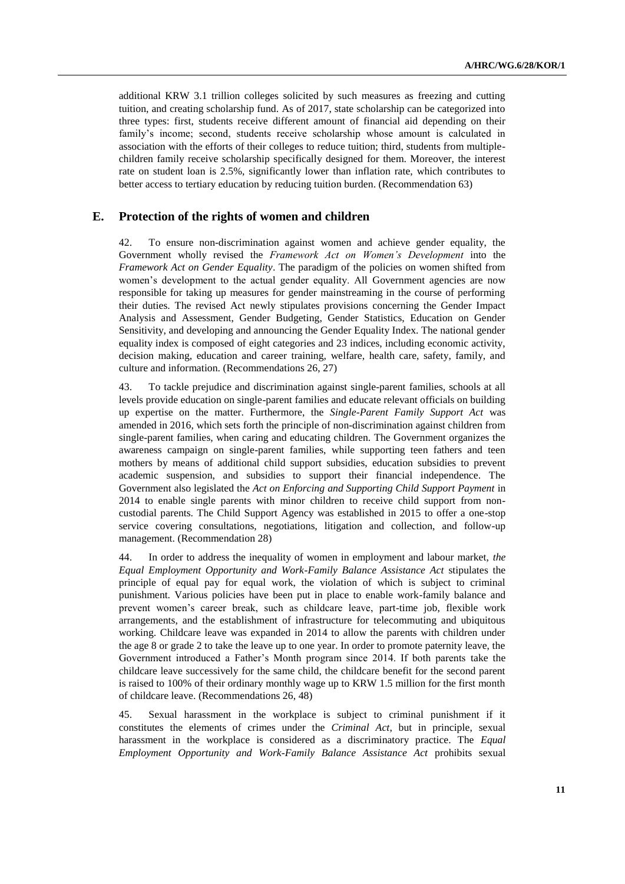additional KRW 3.1 trillion colleges solicited by such measures as freezing and cutting tuition, and creating scholarship fund. As of 2017, state scholarship can be categorized into three types: first, students receive different amount of financial aid depending on their family's income; second, students receive scholarship whose amount is calculated in association with the efforts of their colleges to reduce tuition; third, students from multiple-children family receive scholarship specifically designed for them. Moreover, the interest rate on student loan is 2.5%, significantly lower than inflation rate, which contributes to better access to tertiary education by reducing tuition burden. (Recommendation 63)

## E. Protection of the rights of women and children

42. To ensure non-discrimination against women and achieve gender equality, the Government wholly revised the *Framework Act on Women's Development* into the *Framework Act on Gender Equality*. The paradigm of the policies on women shifted from women's development to the actual gender equality. All Government agencies are now responsible for taking up measures for gender mainstreaming in the course of performing their duties. The revised Act newly stipulates provisions concerning the Gender Impact Analysis and Assessment, Gender Budgeting, Gender Statistics, Education on Gender Sensitivity, and developing and announcing the Gender Equality Index. The national gender equality index is composed of eight categories and 23 indices, including economic activity, decision making, education and career training, welfare, health care, safety, family, and culture and information. (Recommendations 26, 27)

43. To tackle prejudice and discrimination against single-parent families, schools at all levels provide education on single-parent families and educate relevant officials on building up expertise on the matter. Furthermore, the *Single-Parent Family Support Act* was amended in 2016, which sets forth the principle of non-discrimination against children from single-parent families, when caring and educating children. The Government organizes the awareness campaign on single-parent families, while supporting teen fathers and teen mothers by means of additional child support subsidies, education subsidies to prevent academic suspension, and subsidies to support their financial independence. The Government also legislated the *Act on Enforcing and Supporting Child Support Payment* in 2014 to enable single parents with minor children to receive child support from non-custodial parents. The Child Support Agency was established in 2015 to offer a one-stop service covering consultations, negotiations, litigation and collection, and follow-up management. (Recommendation 28)

44. In order to address the inequality of women in employment and labour market, *the Equal Employment Opportunity and Work-Family Balance Assistance Act* stipulates the principle of equal pay for equal work, the violation of which is subject to criminal punishment. Various policies have been put in place to enable work-family balance and prevent women's career break, such as childcare leave, part-time job, flexible work arrangements, and the establishment of infrastructure for telecommuting and ubiquitous working. Childcare leave was expanded in 2014 to allow the parents with children under the age 8 or grade 2 to take the leave up to one year. In order to promote paternity leave, the Government introduced a Father's Month program since 2014. If both parents take the childcare leave successively for the same child, the childcare benefit for the second parent is raised to 100% of their ordinary monthly wage up to KRW 1.5 million for the first month of childcare leave. (Recommendations 26, 48)

45. Sexual harassment in the workplace is subject to criminal punishment if it constitutes the elements of crimes under the *Criminal Act*, but in principle, sexual harassment in the workplace is considered as a discriminatory practice. The *Equal Employment Opportunity and Work-Family Balance Assistance Act* prohibits sexual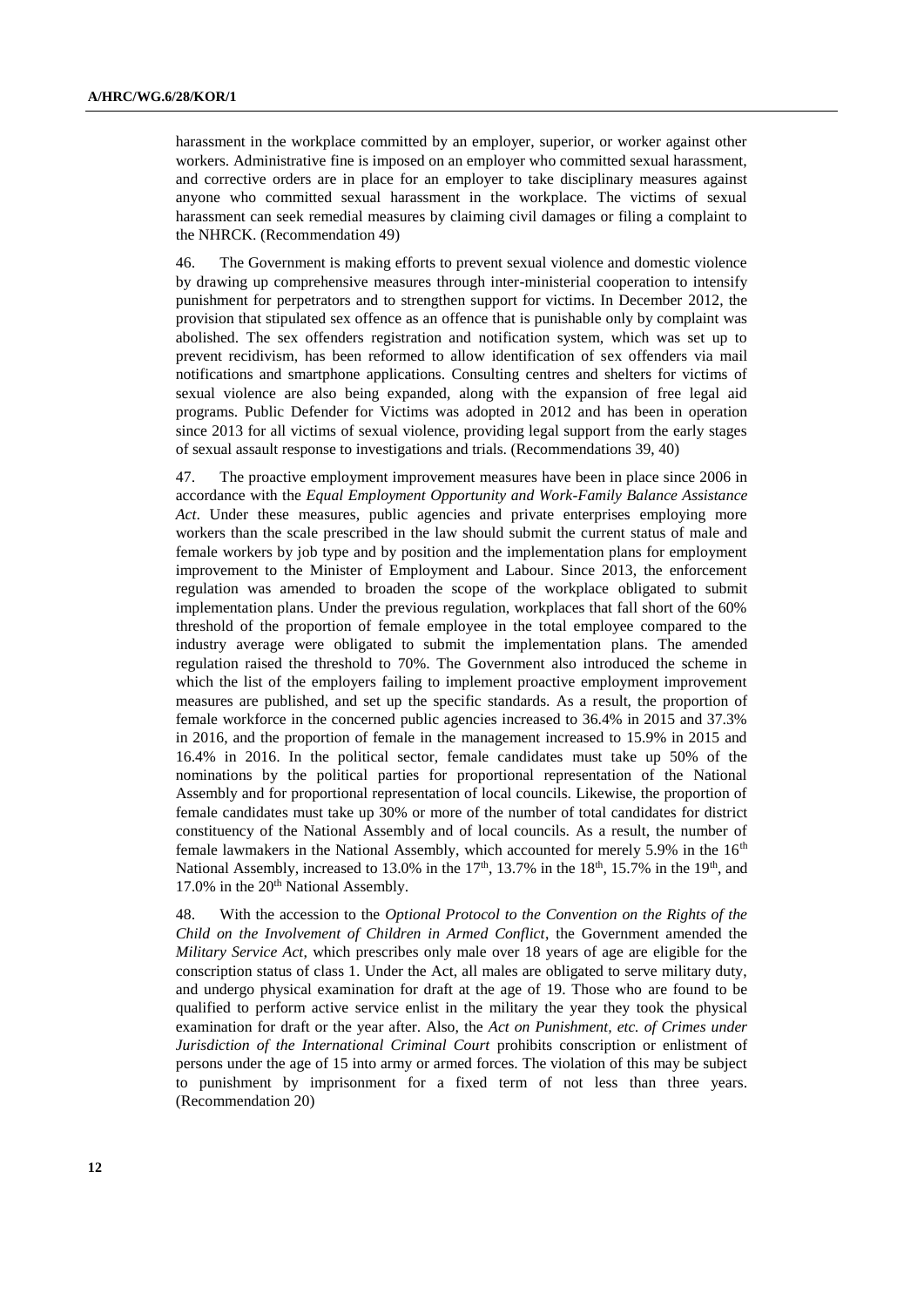harassment in the workplace committed by an employer, superior, or worker against other workers. Administrative fine is imposed on an employer who committed sexual harassment, and corrective orders are in place for an employer to take disciplinary measures against anyone who committed sexual harassment in the workplace. The victims of sexual harassment can seek remedial measures by claiming civil damages or filing a complaint to the NHRCK. (Recommendation 49)

46. The Government is making efforts to prevent sexual violence and domestic violence by drawing up comprehensive measures through inter-ministerial cooperation to intensify punishment for perpetrators and to strengthen support for victims. In December 2012, the provision that stipulated sex offence as an offence that is punishable only by complaint was abolished. The sex offenders registration and notification system, which was set up to prevent recidivism, has been reformed to allow identification of sex offenders via mail notifications and smartphone applications. Consulting centres and shelters for victims of sexual violence are also being expanded, along with the expansion of free legal aid programs. Public Defender for Victims was adopted in 2012 and has been in operation since 2013 for all victims of sexual violence, providing legal support from the early stages of sexual assault response to investigations and trials. (Recommendations 39, 40)

47. The proactive employment improvement measures have been in place since 2006 in accordance with the *Equal Employment Opportunity and Work-Family Balance Assistance Act*. Under these measures, public agencies and private enterprises employing more workers than the scale prescribed in the law should submit the current status of male and female workers by job type and by position and the implementation plans for employment improvement to the Minister of Employment and Labour. Since 2013, the enforcement regulation was amended to broaden the scope of the workplace obligated to submit implementation plans. Under the previous regulation, workplaces that fall short of the 60% threshold of the proportion of female employee in the total employee compared to the industry average were obligated to submit the implementation plans. The amended regulation raised the threshold to 70%. The Government also introduced the scheme in which the list of the employers failing to implement proactive employment improvement measures are published, and set up the specific standards. As a result, the proportion of female workforce in the concerned public agencies increased to 36.4% in 2015 and 37.3% in 2016, and the proportion of female in the management increased to 15.9% in 2015 and 16.4% in 2016. In the political sector, female candidates must take up 50% of the nominations by the political parties for proportional representation of the National Assembly and for proportional representation of local councils. Likewise, the proportion of female candidates must take up 30% or more of the number of total candidates for district constituency of the National Assembly and of local councils. As a result, the number of female lawmakers in the National Assembly, which accounted for merely 5.9% in the 16th National Assembly, increased to 13.0% in the 17th, 13.7% in the 18th, 15.7% in the 19th, and 17.0% in the 20th National Assembly.

48. With the accession to the *Optional Protocol to the Convention on the Rights of the Child on the Involvement of Children in Armed Conflict*, the Government amended the *Military Service Act*, which prescribes only male over 18 years of age are eligible for the conscription status of class 1. Under the Act, all males are obligated to serve military duty, and undergo physical examination for draft at the age of 19. Those who are found to be qualified to perform active service enlist in the military the year they took the physical examination for draft or the year after. Also, the *Act on Punishment, etc. of Crimes under Jurisdiction of the International Criminal Court* prohibits conscription or enlistment of persons under the age of 15 into army or armed forces. The violation of this may be subject to punishment by imprisonment for a fixed term of not less than three years. (Recommendation 20)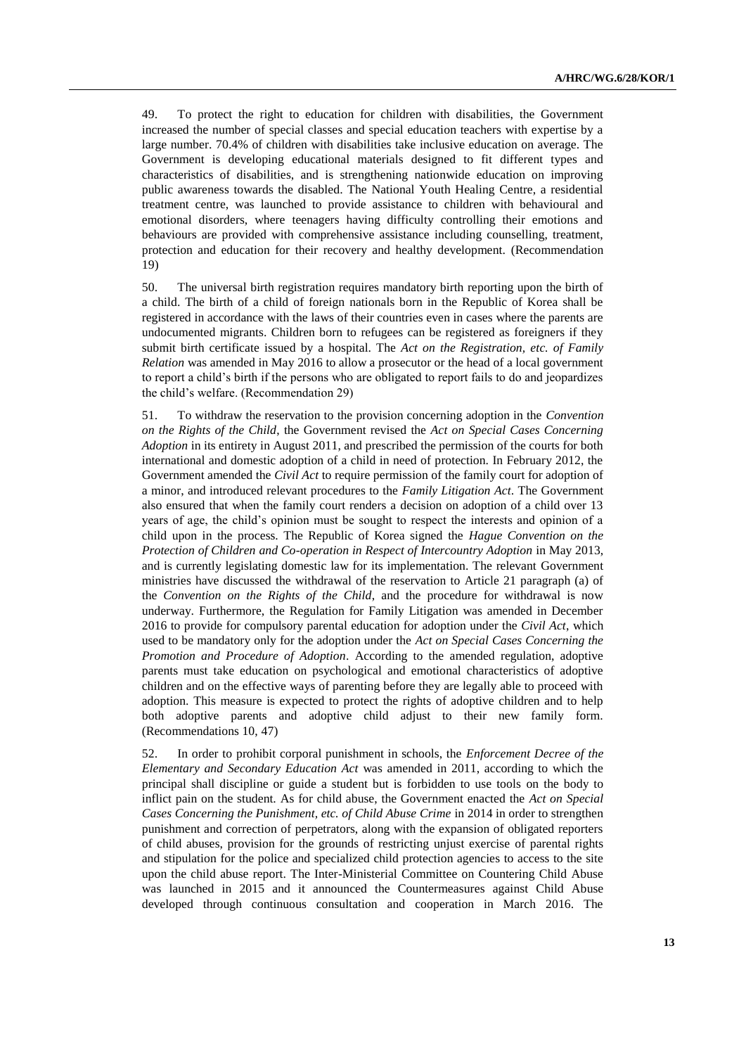49. To protect the right to education for children with disabilities, the Government increased the number of special classes and special education teachers with expertise by a large number. 70.4% of children with disabilities take inclusive education on average. The Government is developing educational materials designed to fit different types and characteristics of disabilities, and is strengthening nationwide education on improving public awareness towards the disabled. The National Youth Healing Centre, a residential treatment centre, was launched to provide assistance to children with behavioural and emotional disorders, where teenagers having difficulty controlling their emotions and behaviours are provided with comprehensive assistance including counselling, treatment, protection and education for their recovery and healthy development. (Recommendation 19)

50. The universal birth registration requires mandatory birth reporting upon the birth of a child. The birth of a child of foreign nationals born in the Republic of Korea shall be registered in accordance with the laws of their countries even in cases where the parents are undocumented migrants. Children born to refugees can be registered as foreigners if they submit birth certificate issued by a hospital. The *Act on the Registration, etc. of Family Relation* was amended in May 2016 to allow a prosecutor or the head of a local government to report a child's birth if the persons who are obligated to report fails to do and jeopardizes the child's welfare. (Recommendation 29)

51. To withdraw the reservation to the provision concerning adoption in the *Convention on the Rights of the Child*, the Government revised the *Act on Special Cases Concerning Adoption* in its entirety in August 2011, and prescribed the permission of the courts for both international and domestic adoption of a child in need of protection. In February 2012, the Government amended the *Civil Act* to require permission of the family court for adoption of a minor, and introduced relevant procedures to the *Family Litigation Act*. The Government also ensured that when the family court renders a decision on adoption of a child over 13 years of age, the child's opinion must be sought to respect the interests and opinion of a child upon in the process. The Republic of Korea signed the *Hague Convention on the Protection of Children and Co-operation in Respect of Intercountry Adoption* in May 2013, and is currently legislating domestic law for its implementation. The relevant Government ministries have discussed the withdrawal of the reservation to Article 21 paragraph (a) of the *Convention on the Rights of the Child*, and the procedure for withdrawal is now underway. Furthermore, the Regulation for Family Litigation was amended in December 2016 to provide for compulsory parental education for adoption under the *Civil Act*, which used to be mandatory only for the adoption under the *Act on Special Cases Concerning the Promotion and Procedure of Adoption*. According to the amended regulation, adoptive parents must take education on psychological and emotional characteristics of adoptive children and on the effective ways of parenting before they are legally able to proceed with adoption. This measure is expected to protect the rights of adoptive children and to help both adoptive parents and adoptive child adjust to their new family form. (Recommendations 10, 47)

52. In order to prohibit corporal punishment in schools, the *Enforcement Decree of the Elementary and Secondary Education Act* was amended in 2011, according to which the principal shall discipline or guide a student but is forbidden to use tools on the body to inflict pain on the student. As for child abuse, the Government enacted the *Act on Special Cases Concerning the Punishment, etc. of Child Abuse Crime* in 2014 in order to strengthen punishment and correction of perpetrators, along with the expansion of obligated reporters of child abuses, provision for the grounds of restricting unjust exercise of parental rights and stipulation for the police and specialized child protection agencies to access to the site upon the child abuse report. The Inter-Ministerial Committee on Countering Child Abuse was launched in 2015 and it announced the Countermeasures against Child Abuse developed through continuous consultation and cooperation in March 2016. The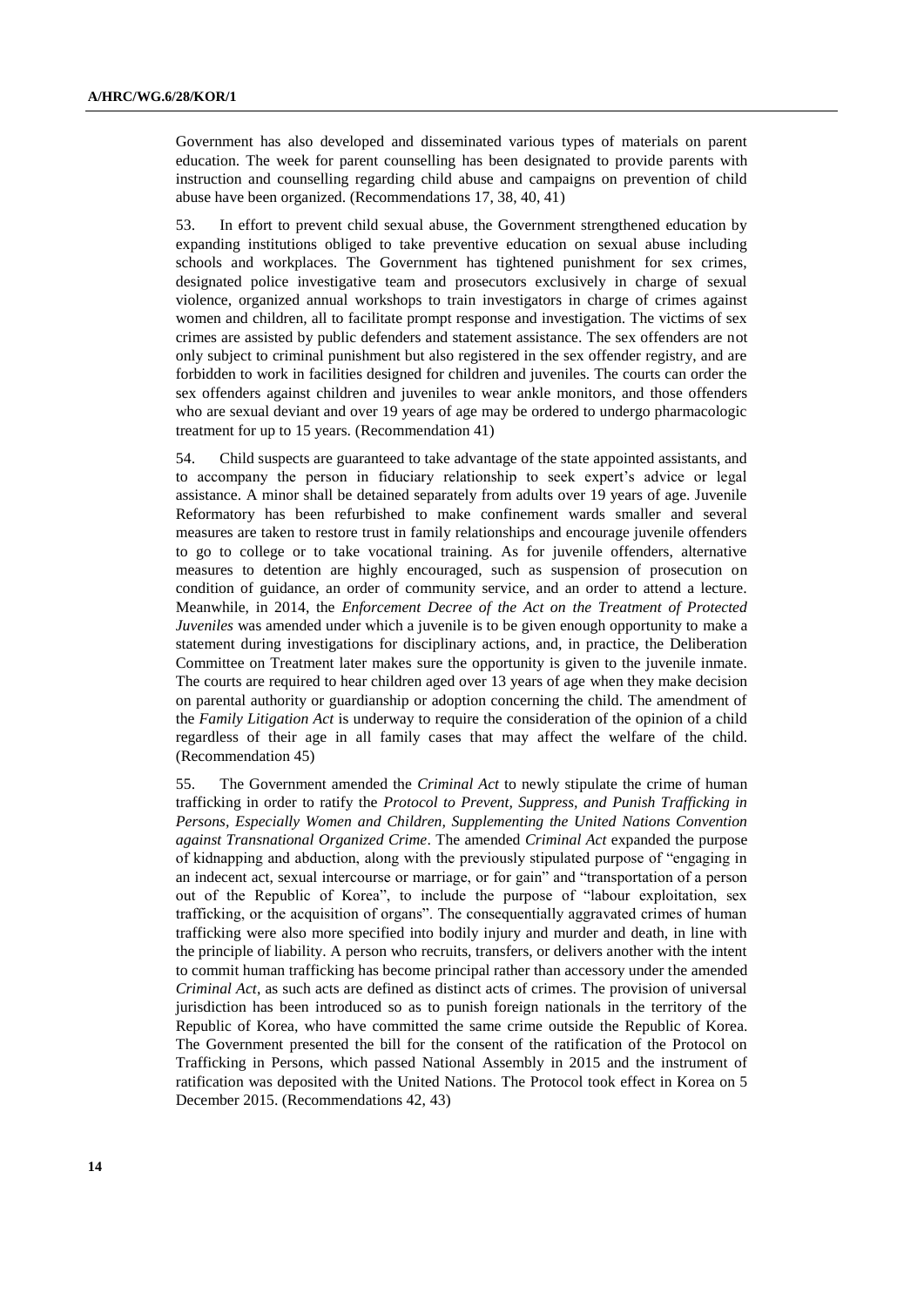Government has also developed and disseminated various types of materials on parent education. The week for parent counselling has been designated to provide parents with instruction and counselling regarding child abuse and campaigns on prevention of child abuse have been organized. (Recommendations 17, 38, 40, 41)

53. In effort to prevent child sexual abuse, the Government strengthened education by expanding institutions obliged to take preventive education on sexual abuse including schools and workplaces. The Government has tightened punishment for sex crimes, designated police investigative team and prosecutors exclusively in charge of sexual violence, organized annual workshops to train investigators in charge of crimes against women and children, all to facilitate prompt response and investigation. The victims of sex crimes are assisted by public defenders and statement assistance. The sex offenders are not only subject to criminal punishment but also registered in the sex offender registry, and are forbidden to work in facilities designed for children and juveniles. The courts can order the sex offenders against children and juveniles to wear ankle monitors, and those offenders who are sexual deviant and over 19 years of age may be ordered to undergo pharmacologic treatment for up to 15 years. (Recommendation 41)

54. Child suspects are guaranteed to take advantage of the state appointed assistants, and to accompany the person in fiduciary relationship to seek expert's advice or legal assistance. A minor shall be detained separately from adults over 19 years of age. Juvenile Reformatory has been refurbished to make confinement wards smaller and several measures are taken to restore trust in family relationships and encourage juvenile offenders to go to college or to take vocational training. As for juvenile offenders, alternative measures to detention are highly encouraged, such as suspension of prosecution on condition of guidance, an order of community service, and an order to attend a lecture. Meanwhile, in 2014, the *Enforcement Decree of the Act on the Treatment of Protected Juveniles* was amended under which a juvenile is to be given enough opportunity to make a statement during investigations for disciplinary actions, and, in practice, the Deliberation Committee on Treatment later makes sure the opportunity is given to the juvenile inmate. The courts are required to hear children aged over 13 years of age when they make decision on parental authority or guardianship or adoption concerning the child. The amendment of the *Family Litigation Act* is underway to require the consideration of the opinion of a child regardless of their age in all family cases that may affect the welfare of the child. (Recommendation 45)

55. The Government amended the *Criminal Act* to newly stipulate the crime of human trafficking in order to ratify the *Protocol to Prevent, Suppress, and Punish Trafficking in Persons, Especially Women and Children, Supplementing the United Nations Convention against Transnational Organized Crime*. The amended *Criminal Act* expanded the purpose of kidnapping and abduction, along with the previously stipulated purpose of "engaging in an indecent act, sexual intercourse or marriage, or for gain" and "transportation of a person out of the Republic of Korea", to include the purpose of "labour exploitation, sex trafficking, or the acquisition of organs". The consequentially aggravated crimes of human trafficking were also more specified into bodily injury and murder and death, in line with the principle of liability. A person who recruits, transfers, or delivers another with the intent to commit human trafficking has become principal rather than accessory under the amended *Criminal Act*, as such acts are defined as distinct acts of crimes. The provision of universal jurisdiction has been introduced so as to punish foreign nationals in the territory of the Republic of Korea, who have committed the same crime outside the Republic of Korea. The Government presented the bill for the consent of the ratification of the Protocol on Trafficking in Persons, which passed National Assembly in 2015 and the instrument of ratification was deposited with the United Nations. The Protocol took effect in Korea on 5 December 2015. (Recommendations 42, 43)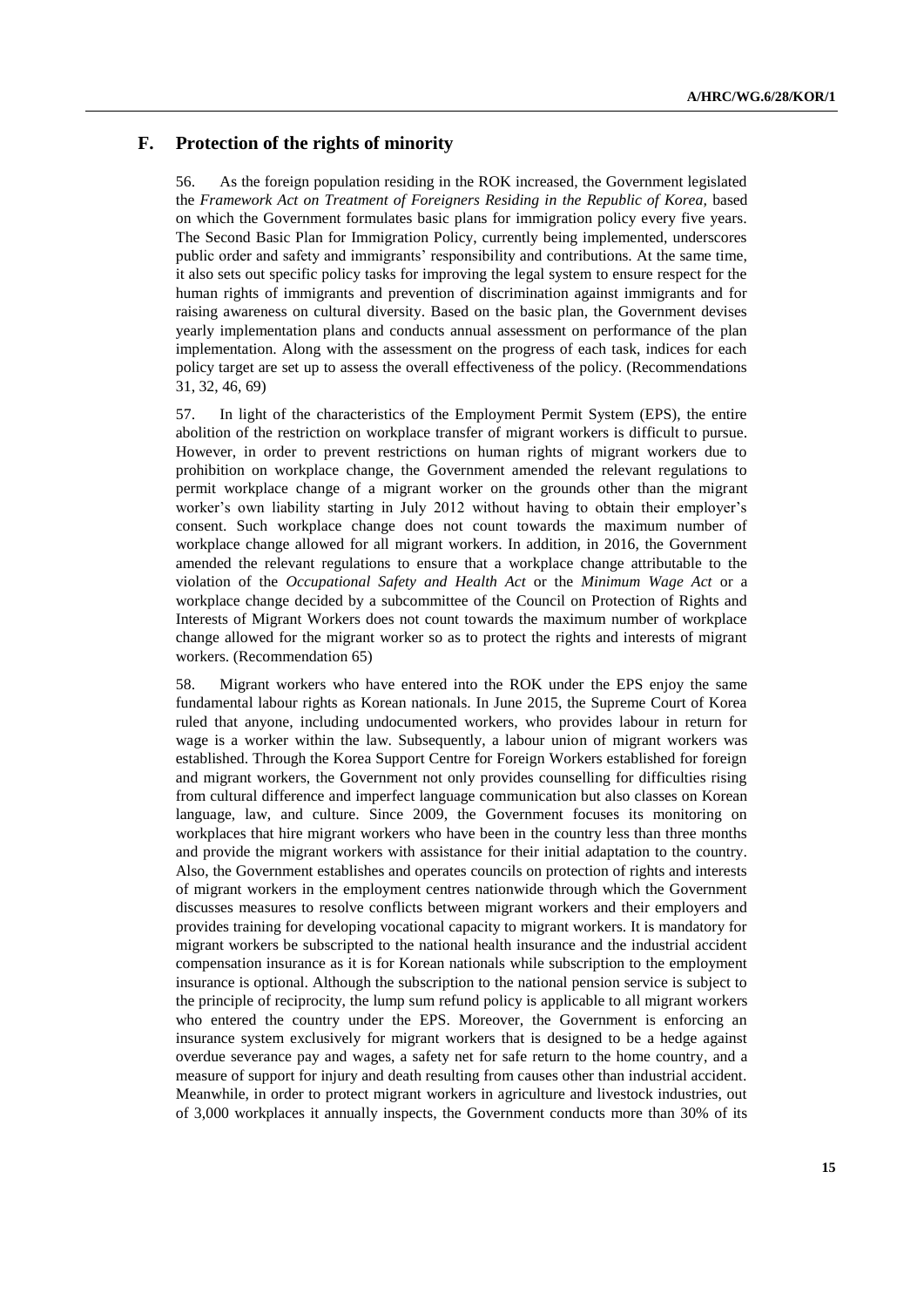## F. Protection of the rights of minority

56. As the foreign population residing in the ROK increased, the Government legislated the *Framework Act on Treatment of Foreigners Residing in the Republic of Korea,* based on which the Government formulates basic plans for immigration policy every five years. The Second Basic Plan for Immigration Policy, currently being implemented, underscores public order and safety and immigrants' responsibility and contributions. At the same time, it also sets out specific policy tasks for improving the legal system to ensure respect for the human rights of immigrants and prevention of discrimination against immigrants and for raising awareness on cultural diversity. Based on the basic plan, the Government devises yearly implementation plans and conducts annual assessment on performance of the plan implementation. Along with the assessment on the progress of each task, indices for each policy target are set up to assess the overall effectiveness of the policy. (Recommendations 31, 32, 46, 69)

57. In light of the characteristics of the Employment Permit System (EPS), the entire abolition of the restriction on workplace transfer of migrant workers is difficult to pursue. However, in order to prevent restrictions on human rights of migrant workers due to prohibition on workplace change, the Government amended the relevant regulations to permit workplace change of a migrant worker on the grounds other than the migrant worker's own liability starting in July 2012 without having to obtain their employer's consent. Such workplace change does not count towards the maximum number of workplace change allowed for all migrant workers. In addition, in 2016, the Government amended the relevant regulations to ensure that a workplace change attributable to the violation of the *Occupational Safety and Health Act* or the *Minimum Wage Act* or a workplace change decided by a subcommittee of the Council on Protection of Rights and Interests of Migrant Workers does not count towards the maximum number of workplace change allowed for the migrant worker so as to protect the rights and interests of migrant workers. (Recommendation 65)

58. Migrant workers who have entered into the ROK under the EPS enjoy the same fundamental labour rights as Korean nationals. In June 2015, the Supreme Court of Korea ruled that anyone, including undocumented workers, who provides labour in return for wage is a worker within the law. Subsequently, a labour union of migrant workers was established. Through the Korea Support Centre for Foreign Workers established for foreign and migrant workers, the Government not only provides counselling for difficulties rising from cultural difference and imperfect language communication but also classes on Korean language, law, and culture. Since 2009, the Government focuses its monitoring on workplaces that hire migrant workers who have been in the country less than three months and provide the migrant workers with assistance for their initial adaptation to the country. Also, the Government establishes and operates councils on protection of rights and interests of migrant workers in the employment centres nationwide through which the Government discusses measures to resolve conflicts between migrant workers and their employers and provides training for developing vocational capacity to migrant workers. It is mandatory for migrant workers be subscripted to the national health insurance and the industrial accident compensation insurance as it is for Korean nationals while subscription to the employment insurance is optional. Although the subscription to the national pension service is subject to the principle of reciprocity, the lump sum refund policy is applicable to all migrant workers who entered the country under the EPS. Moreover, the Government is enforcing an insurance system exclusively for migrant workers that is designed to be a hedge against overdue severance pay and wages, a safety net for safe return to the home country, and a measure of support for injury and death resulting from causes other than industrial accident. Meanwhile, in order to protect migrant workers in agriculture and livestock industries, out of 3,000 workplaces it annually inspects, the Government conducts more than 30% of its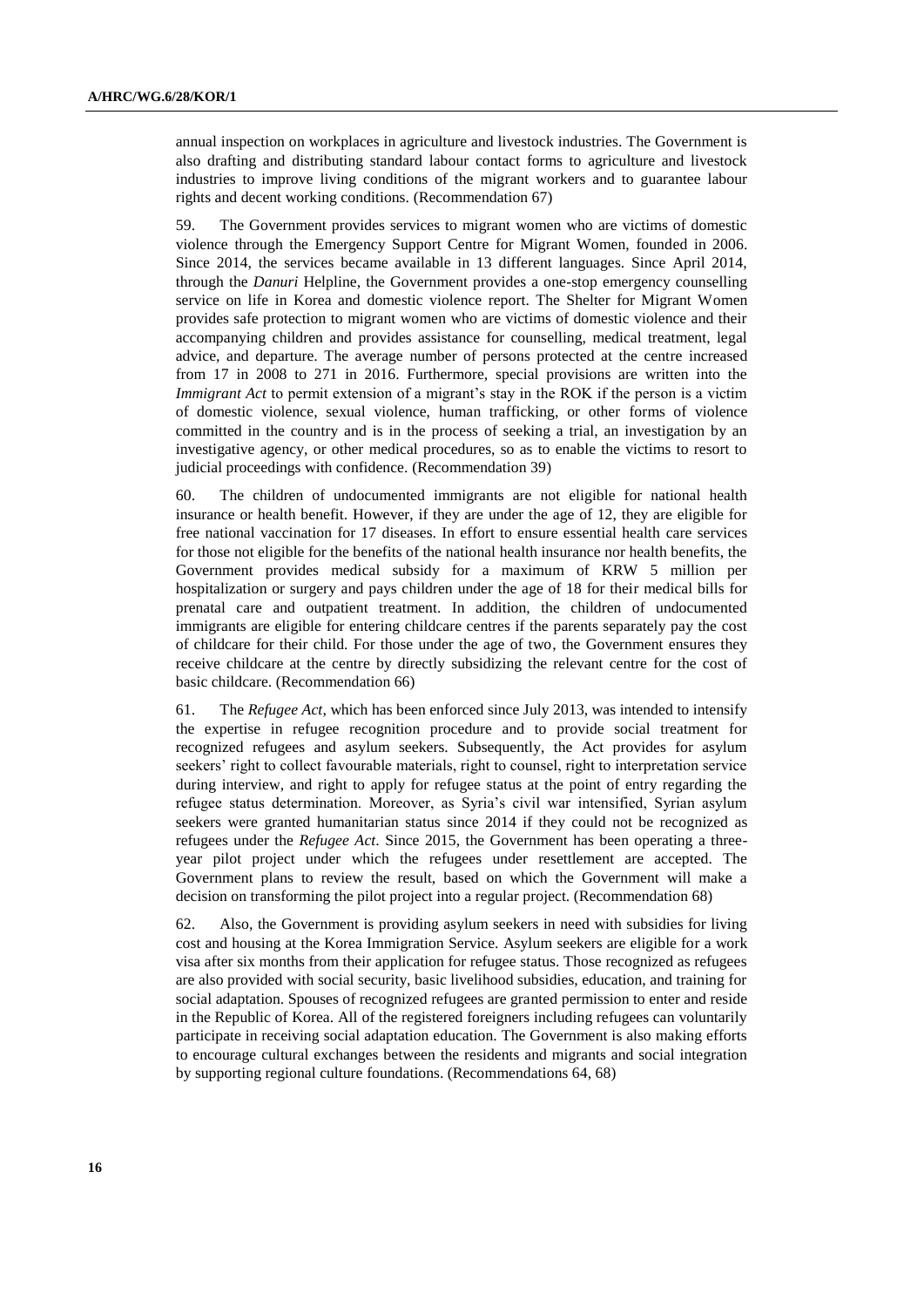annual inspection on workplaces in agriculture and livestock industries. The Government is also drafting and distributing standard labour contact forms to agriculture and livestock industries to improve living conditions of the migrant workers and to guarantee labour rights and decent working conditions. (Recommendation 67)

59. The Government provides services to migrant women who are victims of domestic violence through the Emergency Support Centre for Migrant Women, founded in 2006. Since 2014, the services became available in 13 different languages. Since April 2014, through the *Danuri* Helpline, the Government provides a one-stop emergency counselling service on life in Korea and domestic violence report. The Shelter for Migrant Women provides safe protection to migrant women who are victims of domestic violence and their accompanying children and provides assistance for counselling, medical treatment, legal advice, and departure. The average number of persons protected at the centre increased from 17 in 2008 to 271 in 2016. Furthermore, special provisions are written into the *Immigrant Act* to permit extension of a migrant's stay in the ROK if the person is a victim of domestic violence, sexual violence, human trafficking, or other forms of violence committed in the country and is in the process of seeking a trial, an investigation by an investigative agency, or other medical procedures, so as to enable the victims to resort to judicial proceedings with confidence. (Recommendation 39)

60. The children of undocumented immigrants are not eligible for national health insurance or health benefit. However, if they are under the age of 12, they are eligible for free national vaccination for 17 diseases. In effort to ensure essential health care services for those not eligible for the benefits of the national health insurance nor health benefits, the Government provides medical subsidy for a maximum of KRW 5 million per hospitalization or surgery and pays children under the age of 18 for their medical bills for prenatal care and outpatient treatment. In addition, the children of undocumented immigrants are eligible for entering childcare centres if the parents separately pay the cost of childcare for their child. For those under the age of two, the Government ensures they receive childcare at the centre by directly subsidizing the relevant centre for the cost of basic childcare. (Recommendation 66)

61. The *Refugee Act*, which has been enforced since July 2013, was intended to intensify the expertise in refugee recognition procedure and to provide social treatment for recognized refugees and asylum seekers. Subsequently, the Act provides for asylum seekers' right to collect favourable materials, right to counsel, right to interpretation service during interview, and right to apply for refugee status at the point of entry regarding the refugee status determination. Moreover, as Syria's civil war intensified, Syrian asylum seekers were granted humanitarian status since 2014 if they could not be recognized as refugees under the *Refugee Act*. Since 2015, the Government has been operating a three-year pilot project under which the refugees under resettlement are accepted. The Government plans to review the result, based on which the Government will make a decision on transforming the pilot project into a regular project. (Recommendation 68)

62. Also, the Government is providing asylum seekers in need with subsidies for living cost and housing at the Korea Immigration Service. Asylum seekers are eligible for a work visa after six months from their application for refugee status. Those recognized as refugees are also provided with social security, basic livelihood subsidies, education, and training for social adaptation. Spouses of recognized refugees are granted permission to enter and reside in the Republic of Korea. All of the registered foreigners including refugees can voluntarily participate in receiving social adaptation education. The Government is also making efforts to encourage cultural exchanges between the residents and migrants and social integration by supporting regional culture foundations. (Recommendations 64, 68)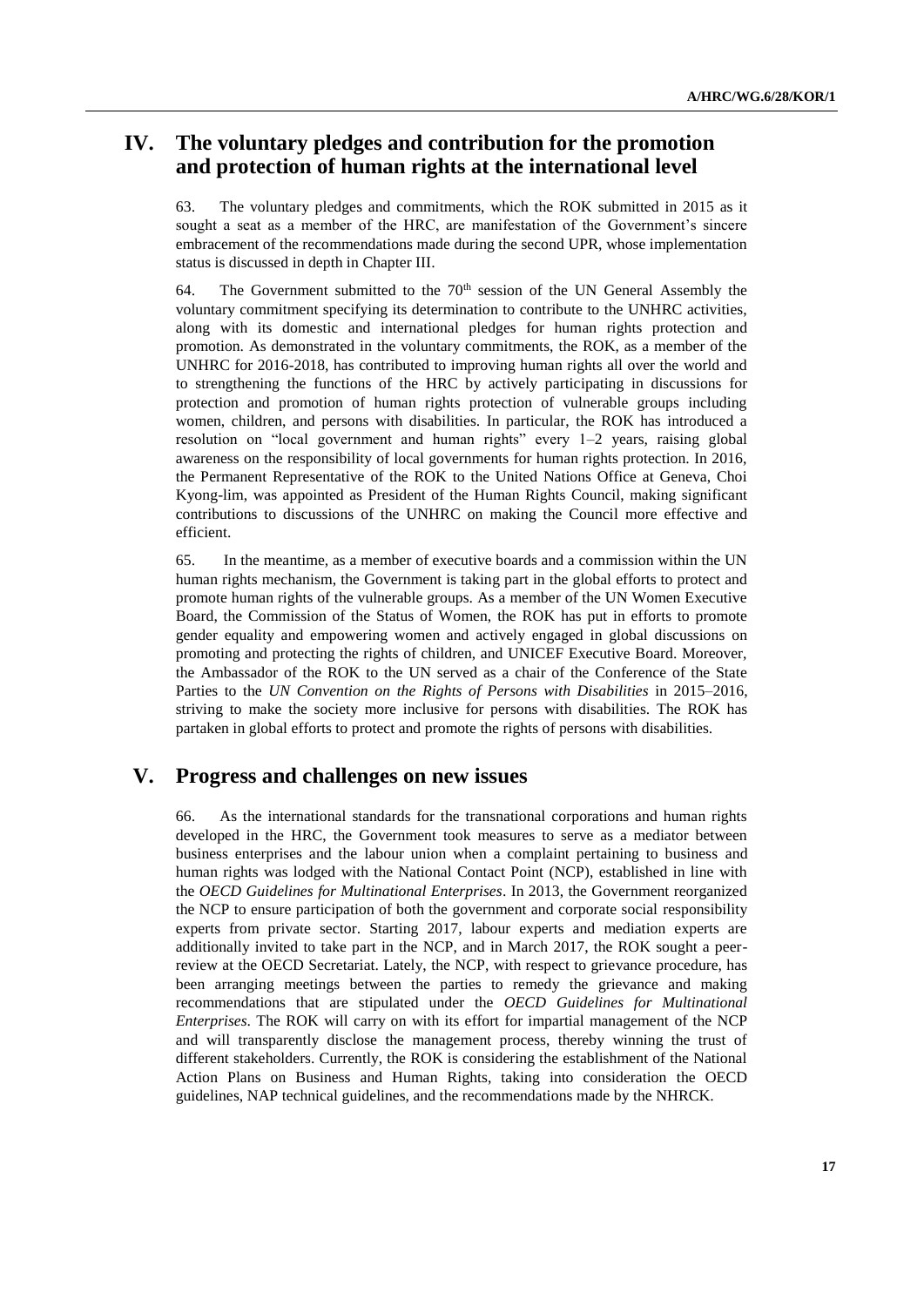## IV. The voluntary pledges and contribution for the promotion and protection of human rights at the international level

63. The voluntary pledges and commitments, which the ROK submitted in 2015 as it sought a seat as a member of the HRC, are manifestation of the Government's sincere embracement of the recommendations made during the second UPR, whose implementation status is discussed in depth in Chapter III.

64. The Government submitted to the 70th session of the UN General Assembly the voluntary commitment specifying its determination to contribute to the UNHRC activities, along with its domestic and international pledges for human rights protection and promotion. As demonstrated in the voluntary commitments, the ROK, as a member of the UNHRC for 2016-2018, has contributed to improving human rights all over the world and to strengthening the functions of the HRC by actively participating in discussions for protection and promotion of human rights protection of vulnerable groups including women, children, and persons with disabilities. In particular, the ROK has introduced a resolution on "local government and human rights" every 1–2 years, raising global awareness on the responsibility of local governments for human rights protection. In 2016, the Permanent Representative of the ROK to the United Nations Office at Geneva, Choi Kyong-lim, was appointed as President of the Human Rights Council, making significant contributions to discussions of the UNHRC on making the Council more effective and efficient.

65. In the meantime, as a member of executive boards and a commission within the UN human rights mechanism, the Government is taking part in the global efforts to protect and promote human rights of the vulnerable groups. As a member of the UN Women Executive Board, the Commission of the Status of Women, the ROK has put in efforts to promote gender equality and empowering women and actively engaged in global discussions on promoting and protecting the rights of children, and UNICEF Executive Board. Moreover, the Ambassador of the ROK to the UN served as a chair of the Conference of the State Parties to the *UN Convention on the Rights of Persons with Disabilities* in 2015–2016, striving to make the society more inclusive for persons with disabilities. The ROK has partaken in global efforts to protect and promote the rights of persons with disabilities.

## V. Progress and challenges on new issues

66. As the international standards for the transnational corporations and human rights developed in the HRC, the Government took measures to serve as a mediator between business enterprises and the labour union when a complaint pertaining to business and human rights was lodged with the National Contact Point (NCP), established in line with the *OECD Guidelines for Multinational Enterprises*. In 2013, the Government reorganized the NCP to ensure participation of both the government and corporate social responsibility experts from private sector. Starting 2017, labour experts and mediation experts are additionally invited to take part in the NCP, and in March 2017, the ROK sought a peer-review at the OECD Secretariat. Lately, the NCP, with respect to grievance procedure, has been arranging meetings between the parties to remedy the grievance and making recommendations that are stipulated under the *OECD Guidelines for Multinational Enterprises*. The ROK will carry on with its effort for impartial management of the NCP and will transparently disclose the management process, thereby winning the trust of different stakeholders. Currently, the ROK is considering the establishment of the National Action Plans on Business and Human Rights, taking into consideration the OECD guidelines, NAP technical guidelines, and the recommendations made by the NHRCK.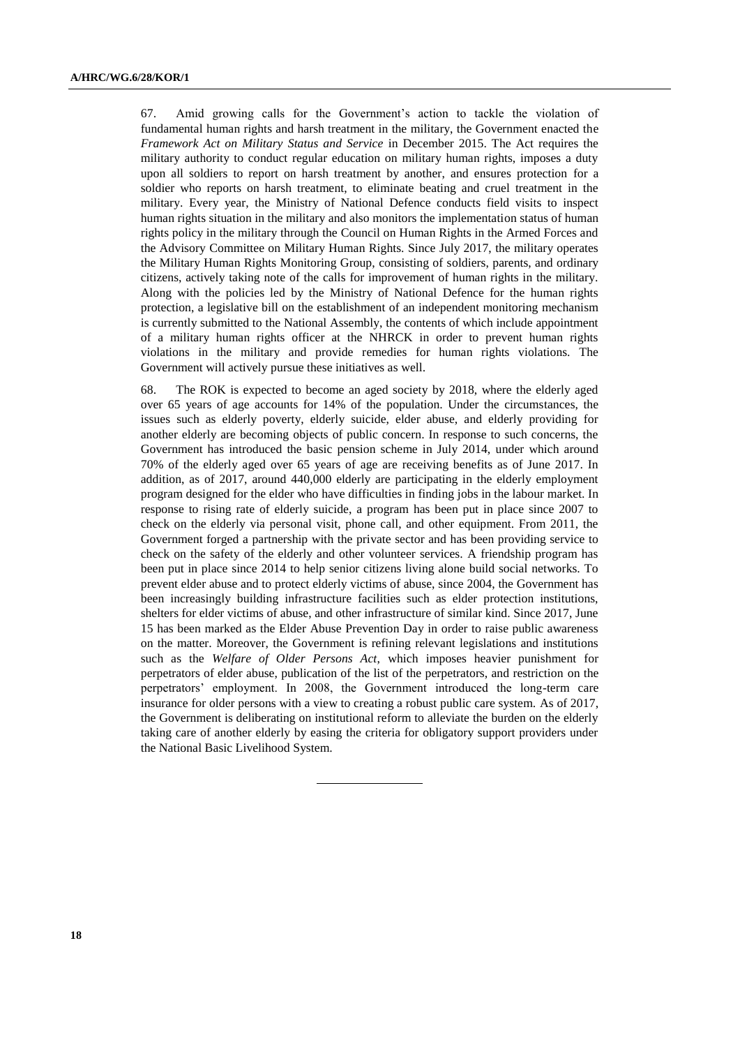67. Amid growing calls for the Government's action to tackle the violation of fundamental human rights and harsh treatment in the military, the Government enacted the *Framework Act on Military Status and Service* in December 2015. The Act requires the military authority to conduct regular education on military human rights, imposes a duty upon all soldiers to report on harsh treatment by another, and ensures protection for a soldier who reports on harsh treatment, to eliminate beating and cruel treatment in the military. Every year, the Ministry of National Defence conducts field visits to inspect human rights situation in the military and also monitors the implementation status of human rights policy in the military through the Council on Human Rights in the Armed Forces and the Advisory Committee on Military Human Rights. Since July 2017, the military operates the Military Human Rights Monitoring Group, consisting of soldiers, parents, and ordinary citizens, actively taking note of the calls for improvement of human rights in the military. Along with the policies led by the Ministry of National Defence for the human rights protection, a legislative bill on the establishment of an independent monitoring mechanism is currently submitted to the National Assembly, the contents of which include appointment of a military human rights officer at the NHRCK in order to prevent human rights violations in the military and provide remedies for human rights violations. The Government will actively pursue these initiatives as well.

68. The ROK is expected to become an aged society by 2018, where the elderly aged over 65 years of age accounts for 14% of the population. Under the circumstances, the issues such as elderly poverty, elderly suicide, elder abuse, and elderly providing for another elderly are becoming objects of public concern. In response to such concerns, the Government has introduced the basic pension scheme in July 2014, under which around 70% of the elderly aged over 65 years of age are receiving benefits as of June 2017. In addition, as of 2017, around 440,000 elderly are participating in the elderly employment program designed for the elder who have difficulties in finding jobs in the labour market. In response to rising rate of elderly suicide, a program has been put in place since 2007 to check on the elderly via personal visit, phone call, and other equipment. From 2011, the Government forged a partnership with the private sector and has been providing service to check on the safety of the elderly and other volunteer services. A friendship program has been put in place since 2014 to help senior citizens living alone build social networks. To prevent elder abuse and to protect elderly victims of abuse, since 2004, the Government has been increasingly building infrastructure facilities such as elder protection institutions, shelters for elder victims of abuse, and other infrastructure of similar kind. Since 2017, June 15 has been marked as the Elder Abuse Prevention Day in order to raise public awareness on the matter. Moreover, the Government is refining relevant legislations and institutions such as the *Welfare of Older Persons Act*, which imposes heavier punishment for perpetrators of elder abuse, publication of the list of the perpetrators, and restriction on the perpetrators' employment. In 2008, the Government introduced the long-term care insurance for older persons with a view to creating a robust public care system. As of 2017, the Government is deliberating on institutional reform to alleviate the burden on the elderly taking care of another elderly by easing the criteria for obligatory support providers under the National Basic Livelihood System.